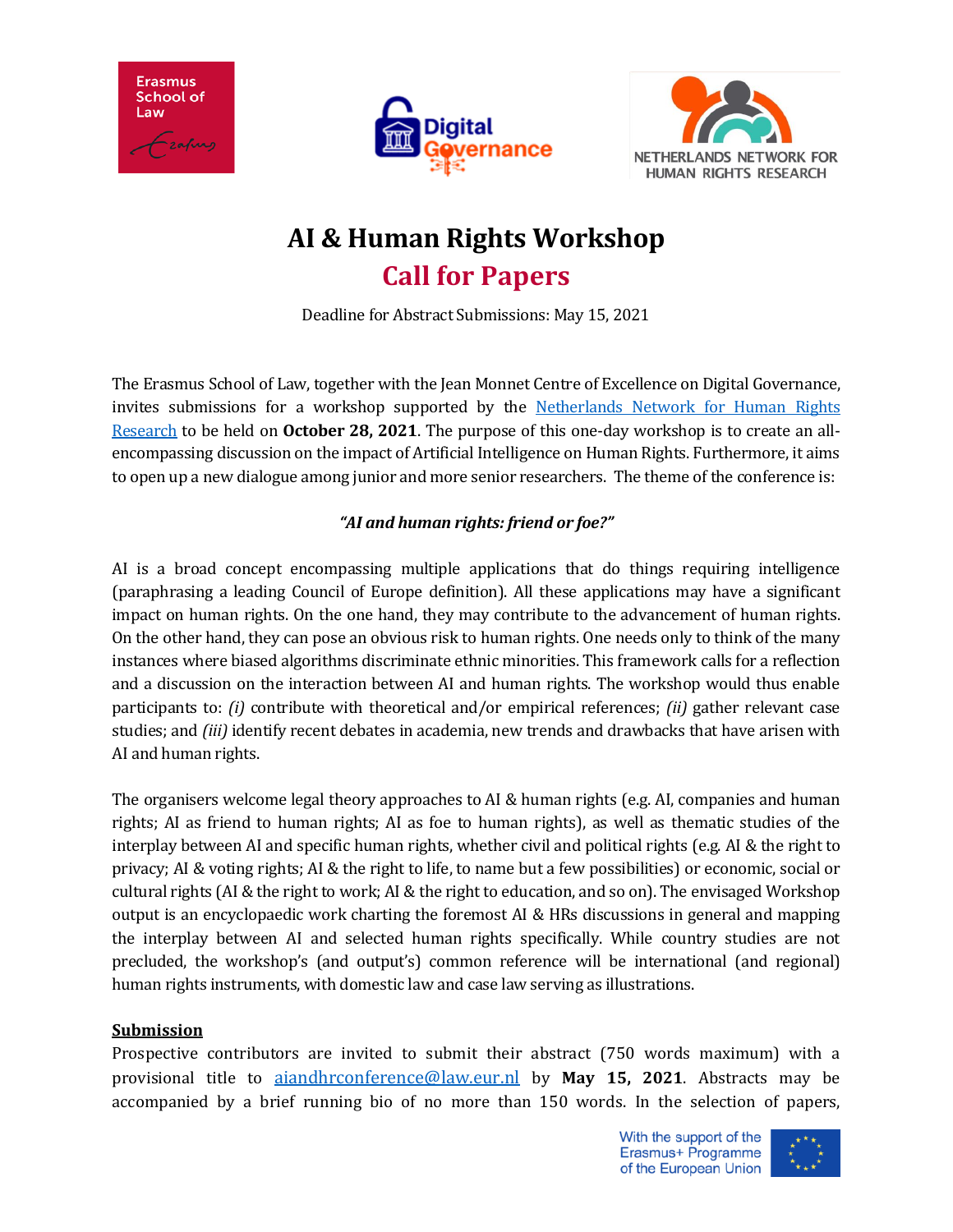# AI & Human Rights Workshop

## Call for Papers

Deadline for Abstract Submissions: May 15, 2021

The Erasmus School of Law, together with the Jean Monnet Centre of Excellence on Digital Governance, invites submissions for a workshop supported by the [Netherlands Network for Human Rights Research](https://) to be held on **October 28, 2021**. The purpose of this one-day workshop is to create an all-encompassing discussion on the impact of Artificial Intelligence on Human Rights. Furthermore, it aims to open up a new dialogue among junior and more senior researchers. The theme of the conference is:

***"AI and human rights: friend or foe?"***

AI is a broad concept encompassing multiple applications that do things requiring intelligence (paraphrasing a leading Council of Europe definition). All these applications may have a significant impact on human rights. On the one hand, they may contribute to the advancement of human rights. On the other hand, they can pose an obvious risk to human rights. One needs only to think of the many instances where biased algorithms discriminate ethnic minorities. This framework calls for a reflection and a discussion on the interaction between AI and human rights. The workshop would thus enable participants to: *(i)* contribute with theoretical and/or empirical references; *(ii)* gather relevant case studies; and *(iii)* identify recent debates in academia, new trends and drawbacks that have arisen with AI and human rights.

The organisers welcome legal theory approaches to AI & human rights (e.g. AI, companies and human rights; AI as friend to human rights; AI as foe to human rights), as well as thematic studies of the interplay between AI and specific human rights, whether civil and political rights (e.g. AI & the right to privacy; AI & voting rights; AI & the right to life, to name but a few possibilities) or economic, social or cultural rights (AI & the right to work; AI & the right to education, and so on). The envisaged Workshop output is an encyclopaedic work charting the foremost AI & HRs discussions in general and mapping the interplay between AI and selected human rights specifically. While country studies are not precluded, the workshop's (and output's) common reference will be international (and regional) human rights instruments, with domestic law and case law serving as illustrations.

**Submission**

Prospective contributors are invited to submit their abstract (750 words maximum) with a provisional title to aiandhrconference@law.eur.nl by **May 15, 2021**. Abstracts may be accompanied by a brief running bio of no more than 150 words. In the selection of papers,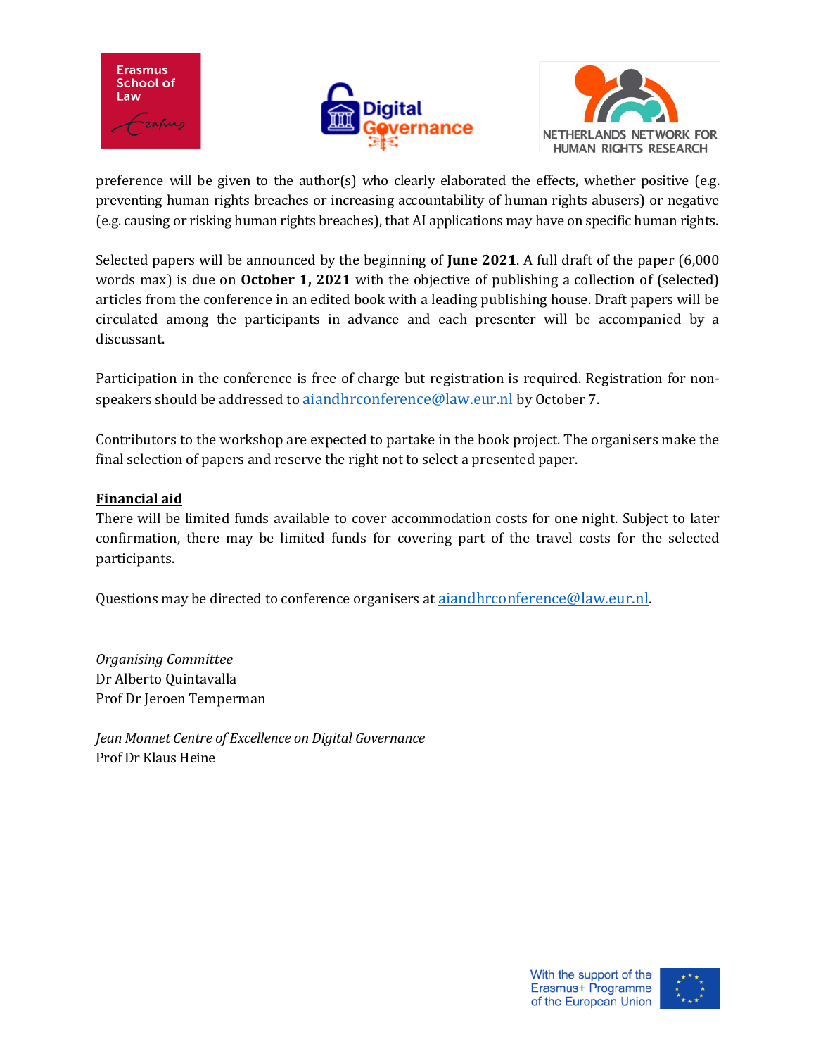preference will be given to the author(s) who clearly elaborated the effects, whether positive (e.g. preventing human rights breaches or increasing accountability of human rights abusers) or negative (e.g. causing or risking human rights breaches), that AI applications may have on specific human rights.

Selected papers will be announced by the beginning of **June 2021**. A full draft of the paper (6,000 words max) is due on **October 1, 2021** with the objective of publishing a collection of (selected) articles from the conference in an edited book with a leading publishing house. Draft papers will be circulated among the participants in advance and each presenter will be accompanied by a discussant.

Participation in the conference is free of charge but registration is required. Registration for non-speakers should be addressed to aiandhrconference@law.eur.nl by October 7.

Contributors to the workshop are expected to partake in the book project. The organisers make the final selection of papers and reserve the right not to select a presented paper.

**Financial aid**

There will be limited funds available to cover accommodation costs for one night. Subject to later confirmation, there may be limited funds for covering part of the travel costs for the selected participants.

Questions may be directed to conference organisers at aiandhrconference@law.eur.nl.

*Organising Committee*
Dr Alberto Quintavalla
Prof Dr Jeroen Temperman

*Jean Monnet Centre of Excellence on Digital Governance*
Prof Dr Klaus Heine

With the support of the Erasmus+ Programme of the European Union